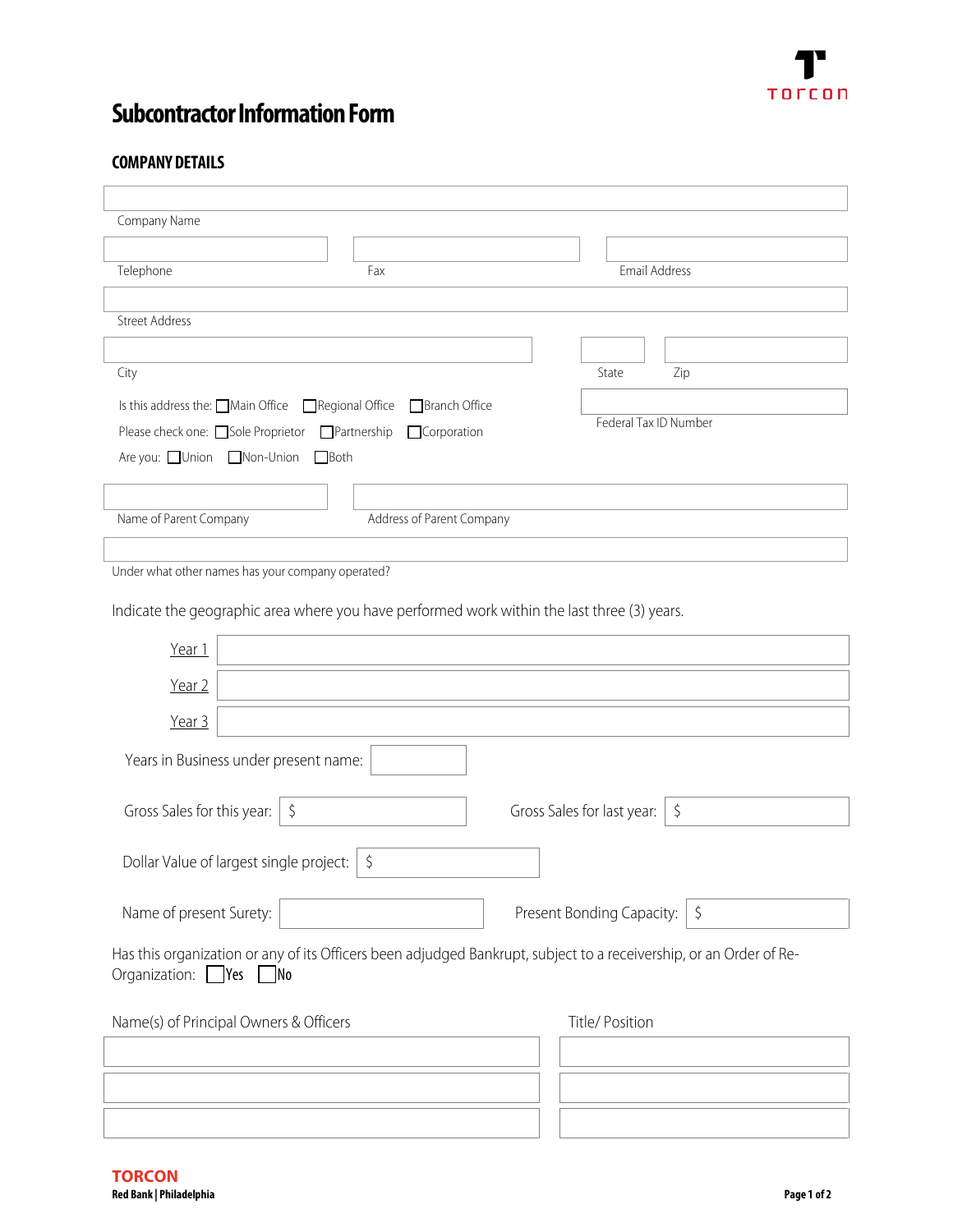# Subcontractor Information Form

## COMPANY DETAILS

Company Name

Telephone | Fax | Email Address

Street Address

City | State | Zip

Is this address the: ☐ Main Office ☐ Regional Office ☐ Branch Office

Please check one: ☐ Sole Proprietor ☐ Partnership ☐ Corporation

Are you: ☐ Union ☐ Non-Union ☐ Both

Federal Tax ID Number

Name of Parent Company | Address of Parent Company

Under what other names has your company operated?

Indicate the geographic area where you have performed work within the last three (3) years.

Year 1

Year 2

Year 3

Years in Business under present name:

Gross Sales for this year: $ | Gross Sales for last year: $

Dollar Value of largest single project: $

Name of present Surety: | Present Bonding Capacity: $

Has this organization or any of its Officers been adjudged Bankrupt, subject to a receivership, or an Order of Re-Organization: ☐ Yes ☐ No

| Name(s) of Principal Owners & Officers | Title/ Position |
| --- | --- |
| | |
| | |
| | |

**TORCON**
**Red Bank | Philadelphia**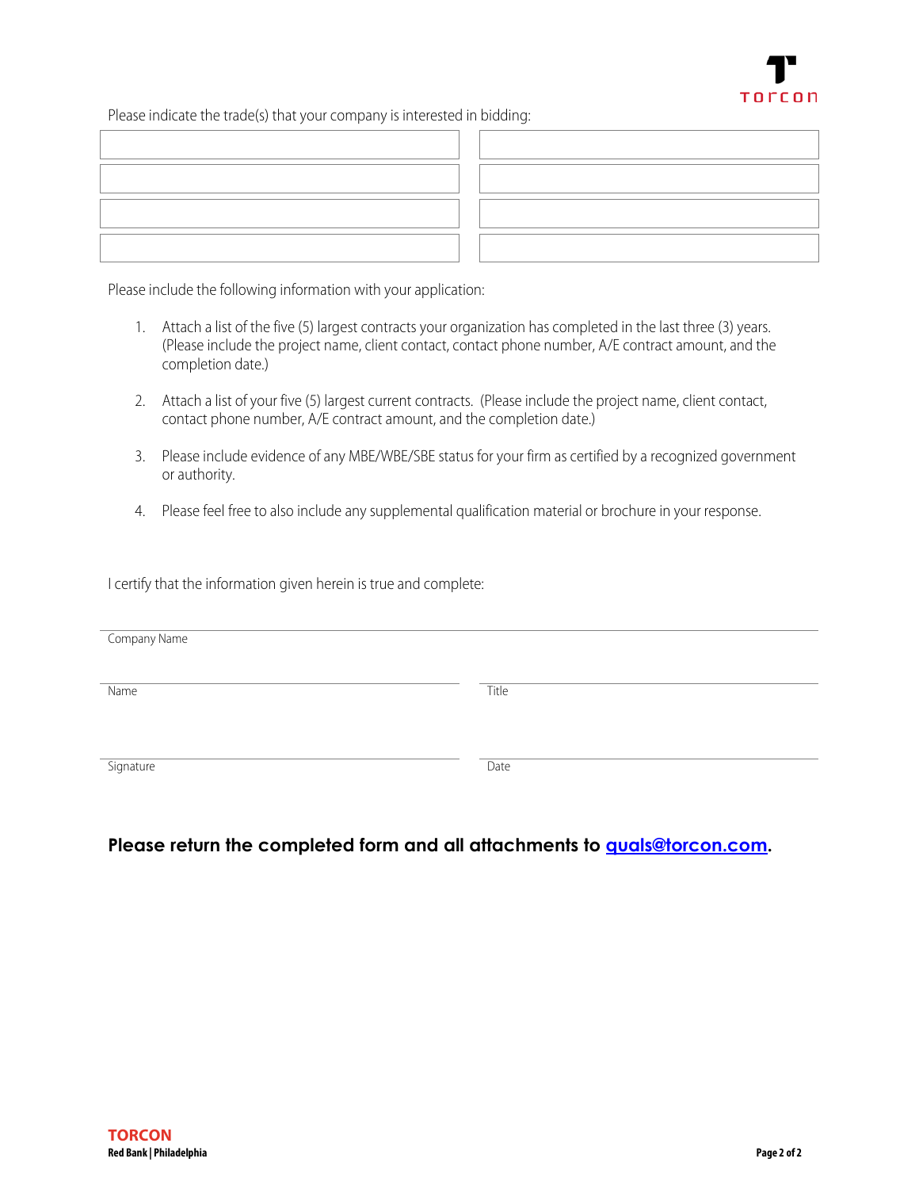Please indicate the trade(s) that your company is interested in bidding:

| | |
|---|---|
| | |
| | |
| | |
| | |

Please include the following information with your application:

1. Attach a list of the five (5) largest contracts your organization has completed in the last three (3) years. (Please include the project name, client contact, contact phone number, A/E contract amount, and the completion date.)

2. Attach a list of your five (5) largest current contracts. (Please include the project name, client contact, contact phone number, A/E contract amount, and the completion date.)

3. Please include evidence of any MBE/WBE/SBE status for your firm as certified by a recognized government or authority.

4. Please feel free to also include any supplemental qualification material or brochure in your response.

I certify that the information given herein is true and complete:

Company Name

Name

Title

Signature

Date

**Please return the completed form and all attachments to quals@torcon.com.**

**TORCON**
**Red Bank | Philadelphia**